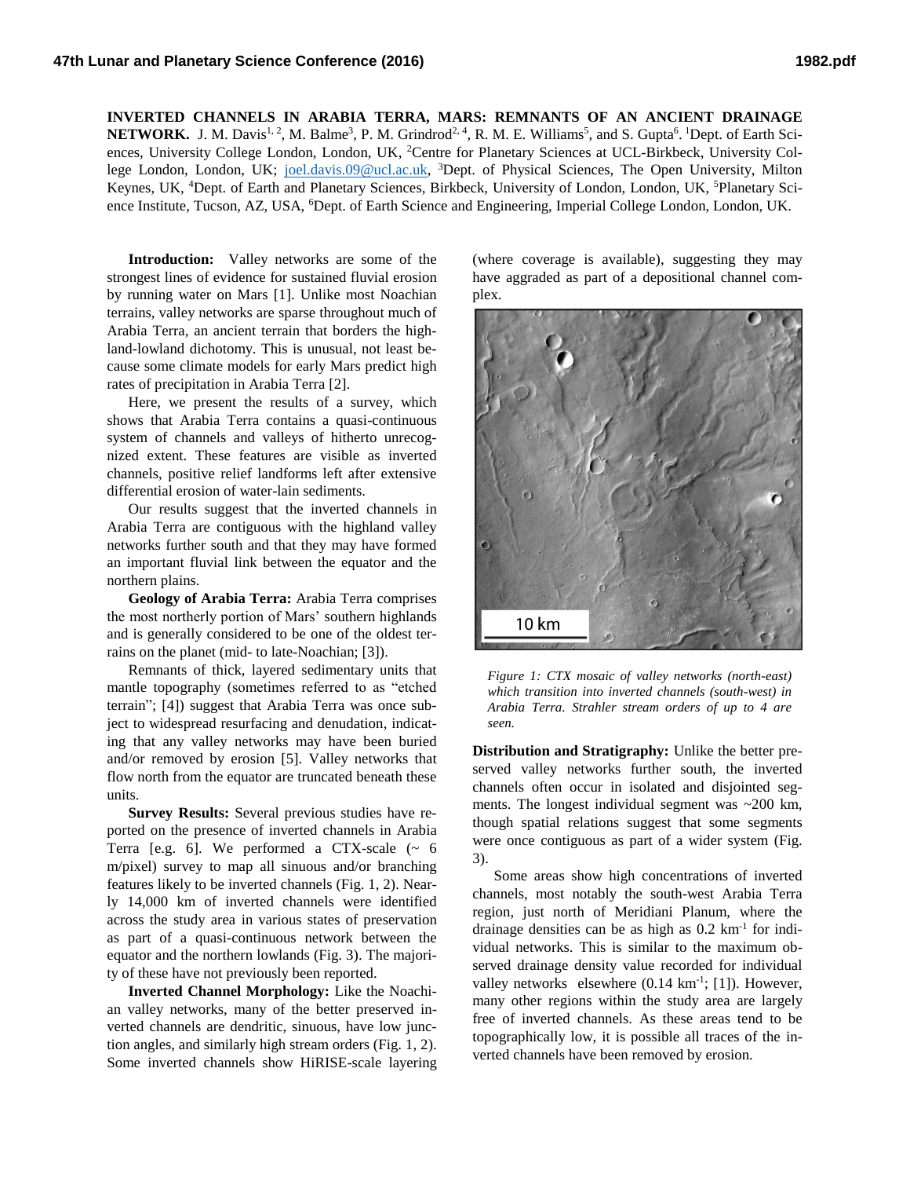**INVERTED CHANNELS IN ARABIA TERRA, MARS: REMNANTS OF AN ANCIENT DRAINAGE NETWORK.** J. M. Davis[1, 2], M. Balme[3], P. M. Grindrod[2, 4], R. M. E. Williams[5], and S. Gupta[6]. [1]Dept. of Earth Sciences, University College London, London, UK, [2]Centre for Planetary Sciences at UCL-Birkbeck, University College London, London, UK; joel.davis.09@ucl.ac.uk, [3]Dept. of Physical Sciences, The Open University, Milton Keynes, UK, [4]Dept. of Earth and Planetary Sciences, Birkbeck, University of London, London, UK, [5]Planetary Science Institute, Tucson, AZ, USA, [6]Dept. of Earth Science and Engineering, Imperial College London, London, UK.

**Introduction:** Valley networks are some of the strongest lines of evidence for sustained fluvial erosion by running water on Mars [1]. Unlike most Noachian terrains, valley networks are sparse throughout much of Arabia Terra, an ancient terrain that borders the highland-lowland dichotomy. This is unusual, not least because some climate models for early Mars predict high rates of precipitation in Arabia Terra [2].

Here, we present the results of a survey, which shows that Arabia Terra contains a quasi-continuous system of channels and valleys of hitherto unrecognized extent. These features are visible as inverted channels, positive relief landforms left after extensive differential erosion of water-lain sediments.

Our results suggest that the inverted channels in Arabia Terra are contiguous with the highland valley networks further south and that they may have formed an important fluvial link between the equator and the northern plains.

**Geology of Arabia Terra:** Arabia Terra comprises the most northerly portion of Mars' southern highlands and is generally considered to be one of the oldest terrains on the planet (mid- to late-Noachian; [3]).

Remnants of thick, layered sedimentary units that mantle topography (sometimes referred to as "etched terrain"; [4]) suggest that Arabia Terra was once subject to widespread resurfacing and denudation, indicating that any valley networks may have been buried and/or removed by erosion [5]. Valley networks that flow north from the equator are truncated beneath these units.

**Survey Results:** Several previous studies have reported on the presence of inverted channels in Arabia Terra [e.g. 6]. We performed a CTX-scale (~ 6 m/pixel) survey to map all sinuous and/or branching features likely to be inverted channels (Fig. 1, 2). Nearly 14,000 km of inverted channels were identified across the study area in various states of preservation as part of a quasi-continuous network between the equator and the northern lowlands (Fig. 3). The majority of these have not previously been reported.

**Inverted Channel Morphology:** Like the Noachian valley networks, many of the better preserved inverted channels are dendritic, sinuous, have low junction angles, and similarly high stream orders (Fig. 1, 2). Some inverted channels show HiRISE-scale layering (where coverage is available), suggesting they may have aggraded as part of a depositional channel complex.

*Figure 1: CTX mosaic of valley networks (north-east) which transition into inverted channels (south-west) in Arabia Terra. Strahler stream orders of up to 4 are seen.*

**Distribution and Stratigraphy:** Unlike the better preserved valley networks further south, the inverted channels often occur in isolated and disjointed segments. The longest individual segment was ~200 km, though spatial relations suggest that some segments were once contiguous as part of a wider system (Fig. 3).

Some areas show high concentrations of inverted channels, most notably the south-west Arabia Terra region, just north of Meridiani Planum, where the drainage densities can be as high as 0.2 km$^{-1}$ for individual networks. This is similar to the maximum observed drainage density value recorded for individual valley networks elsewhere (0.14 km$^{-1}$; [1]). However, many other regions within the study area are largely free of inverted channels. As these areas tend to be topographically low, it is possible all traces of the inverted channels have been removed by erosion.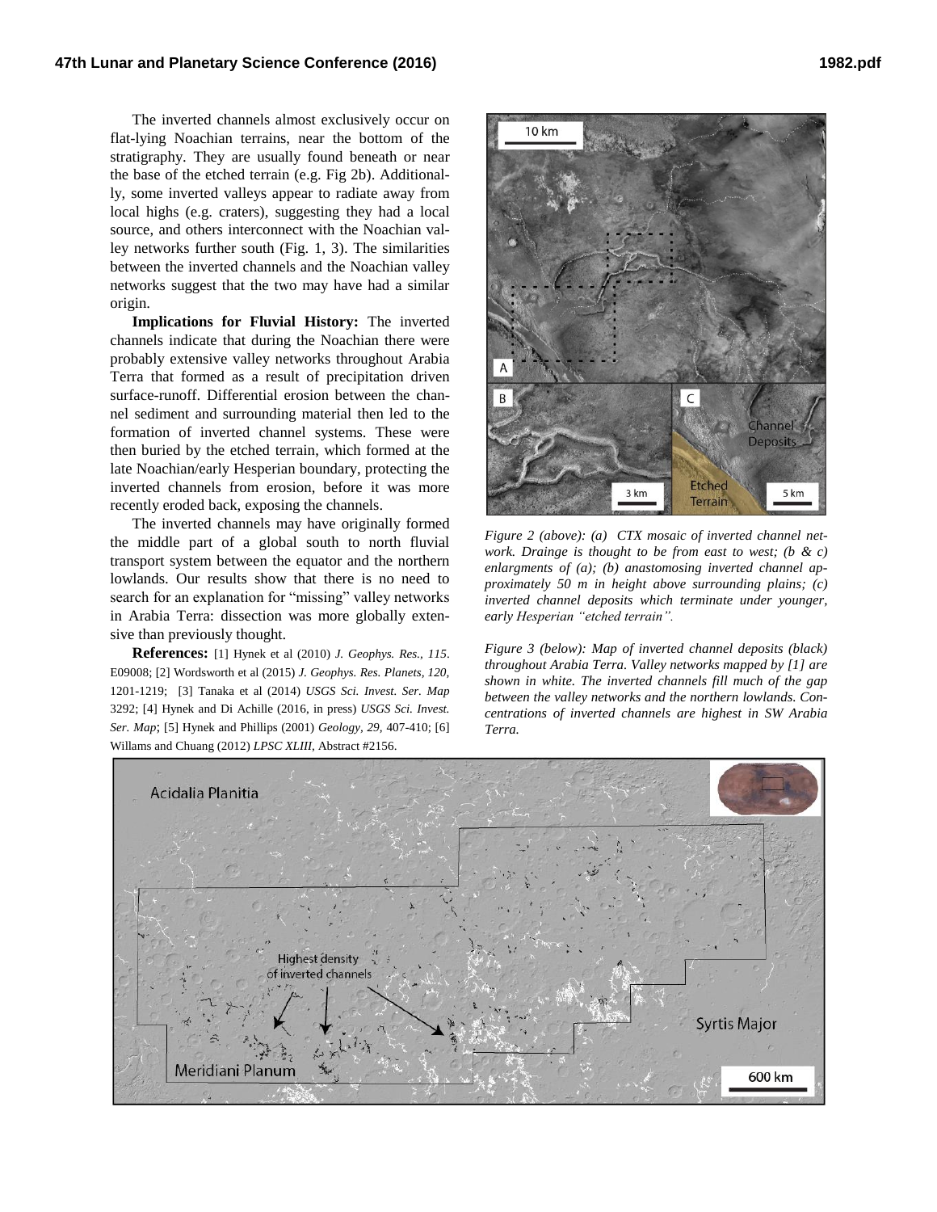The inverted channels almost exclusively occur on flat-lying Noachian terrains, near the bottom of the stratigraphy. They are usually found beneath or near the base of the etched terrain (e.g. Fig 2b). Additionally, some inverted valleys appear to radiate away from local highs (e.g. craters), suggesting they had a local source, and others interconnect with the Noachian valley networks further south (Fig. 1, 3). The similarities between the inverted channels and the Noachian valley networks suggest that the two may have had a similar origin.

**Implications for Fluvial History:** The inverted channels indicate that during the Noachian there were probably extensive valley networks throughout Arabia Terra that formed as a result of precipitation driven surface-runoff. Differential erosion between the channel sediment and surrounding material then led to the formation of inverted channel systems. These were then buried by the etched terrain, which formed at the late Noachian/early Hesperian boundary, protecting the inverted channels from erosion, before it was more recently eroded back, exposing the channels.

The inverted channels may have originally formed the middle part of a global south to north fluvial transport system between the equator and the northern lowlands. Our results show that there is no need to search for an explanation for "missing" valley networks in Arabia Terra: dissection was more globally extensive than previously thought.

**References:** [1] Hynek et al (2010) *J. Geophys. Res., 115*. E09008; [2] Wordsworth et al (2015) *J. Geophys. Res. Planets, 120*, 1201-1219; [3] Tanaka et al (2014) *USGS Sci. Invest. Ser. Map* 3292; [4] Hynek and Di Achille (2016, in press) *USGS Sci. Invest. Ser. Map*; [5] Hynek and Phillips (2001) *Geology, 29*, 407-410; [6] Willams and Chuang (2012) *LPSC XLIII*, Abstract #2156.

10 km
A
B
3 km
C
Channel Deposits
Etched Terrain
5 km

*Figure 2 (above): (a) CTX mosaic of inverted channel network. Drainge is thought to be from east to west; (b & c) enlargments of (a); (b) anastomosing inverted channel approximately 50 m in height above surrounding plains; (c) inverted channel deposits which terminate under younger, early Hesperian "etched terrain".*

*Figure 3 (below): Map of inverted channel deposits (black) throughout Arabia Terra. Valley networks mapped by [1] are shown in white. The inverted channels fill much of the gap between the valley networks and the northern lowlands. Concentrations of inverted channels are highest in SW Arabia Terra.*

Acidalia Planitia
Highest density of inverted channels
Syrtis Major
Meridiani Planum
600 km